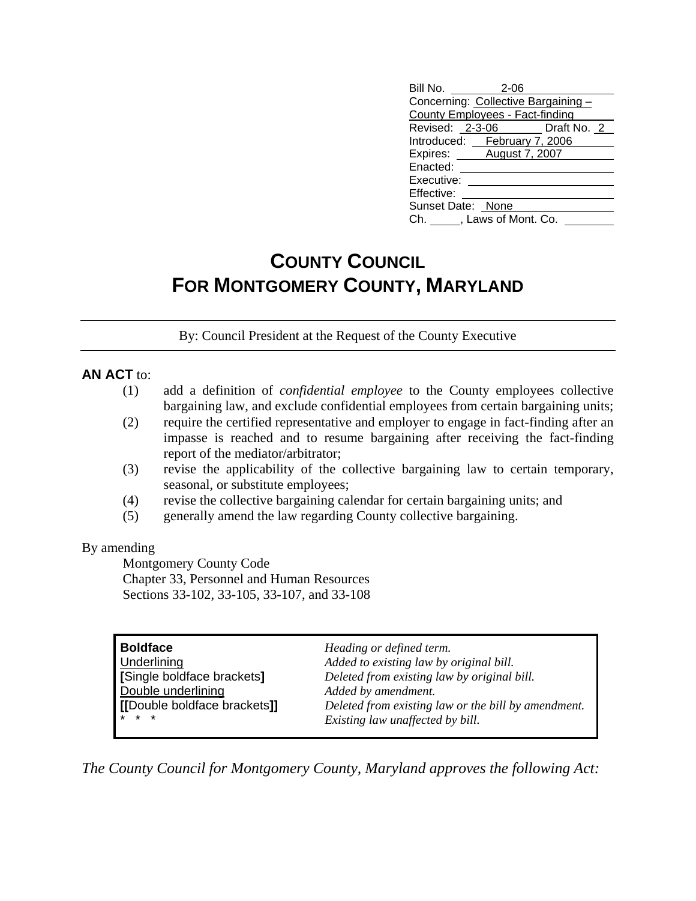| | |
|---|---|
| Bill No. | 2-06 |
| Concerning: | Collective Bargaining – County Employees - Fact-finding |
| Revised: | 2-3-06 Draft No. 2 |
| Introduced: | February 7, 2006 |
| Expires: | August 7, 2007 |
| Enacted: | |
| Executive: | |
| Effective: | |
| Sunset Date: | None |
| Ch. ___, Laws of Mont. Co. | |

# COUNTY COUNCIL FOR MONTGOMERY COUNTY, MARYLAND

By: Council President at the Request of the County Executive

**AN ACT** to:

(1) add a definition of *confidential employee* to the County employees collective bargaining law, and exclude confidential employees from certain bargaining units;

(2) require the certified representative and employer to engage in fact-finding after an impasse is reached and to resume bargaining after receiving the fact-finding report of the mediator/arbitrator;

(3) revise the applicability of the collective bargaining law to certain temporary, seasonal, or substitute employees;

(4) revise the collective bargaining calendar for certain bargaining units; and

(5) generally amend the law regarding County collective bargaining.

By amending

Montgomery County Code
Chapter 33, Personnel and Human Resources
Sections 33-102, 33-105, 33-107, and 33-108

| | |
|---|---|
| **Boldface** | *Heading or defined term.* |
| Underlining | *Added to existing law by original bill.* |
| **[**Single boldface brackets**]** | *Deleted from existing law by original bill.* |
| Double underlining | *Added by amendment.* |
| **[[**Double boldface brackets**]]** | *Deleted from existing law or the bill by amendment.* |
| * * * | *Existing law unaffected by bill.* |

*The County Council for Montgomery County, Maryland approves the following Act:*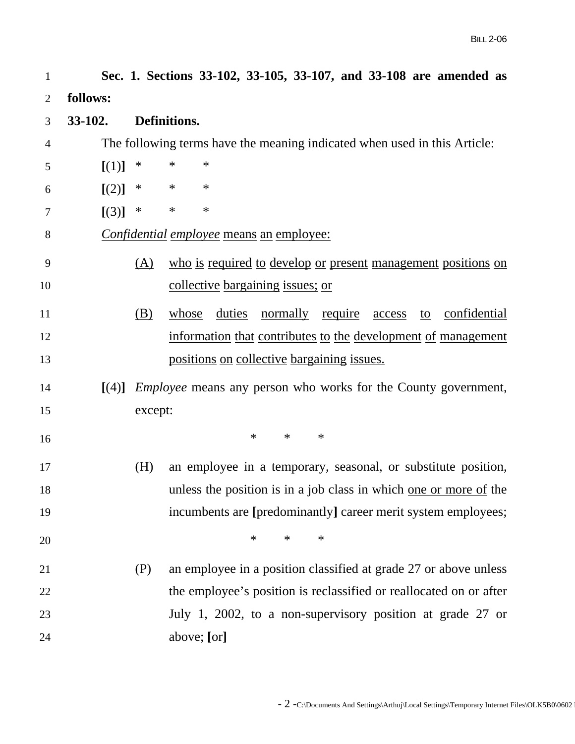**Sec. 1. Sections 33-102, 33-105, 33-107, and 33-108 are amended as follows:**

**33-102. Definitions.**

The following terms have the meaning indicated when used in this Article:

**[**(1)**]** * * *

**[**(2)**]** * * *

**[**(3)**]** * * *

<u>*Confidential employee* means an employee:</u>

(A) <u>who is required to develop or present management positions on collective bargaining issues; or</u>

(B) <u>whose duties normally require access to confidential information that contributes to the development of management positions on collective bargaining issues.</u>

**[**(4)**]** *Employee* means any person who works for the County government, except:

* * *

(H) an employee in a temporary, seasonal, or substitute position, unless the position is in a job class in which <u>one or more of</u> the incumbents are **[**predominantly**]** career merit system employees;

* * *

(P) an employee in a position classified at grade 27 or above unless the employee's position is reclassified or reallocated on or after July 1, 2002, to a non-supervisory position at grade 27 or above; **[**or**]**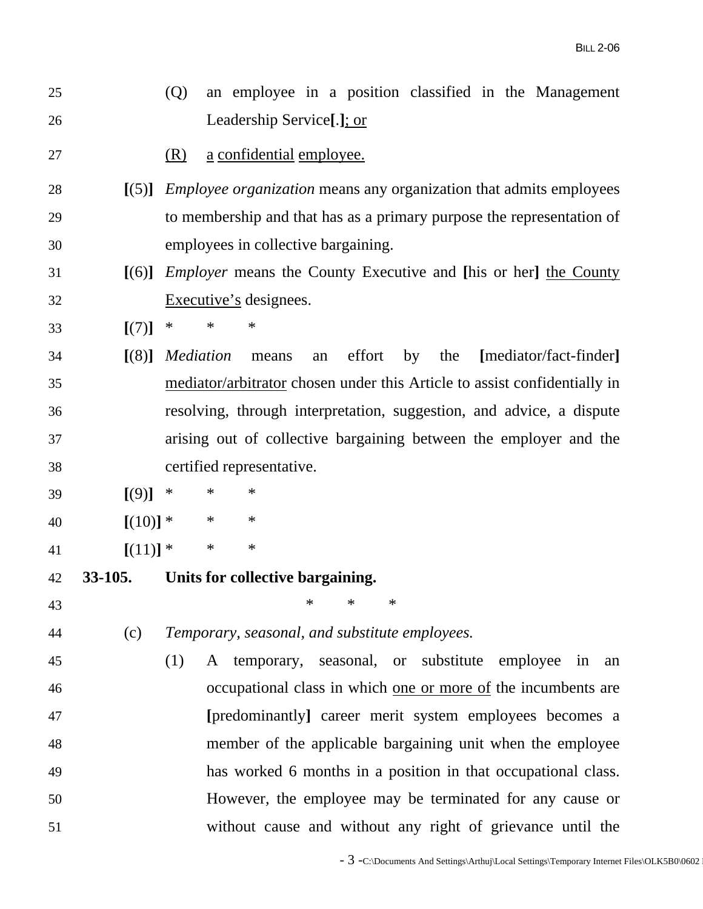(Q) an employee in a position classified in the Management Leadership Service[.]<u>; or</u>

<u>(R)</u> <u>a</u> <u>confidential</u> <u>employee.</u>

**[**(5)**]** *Employee organization* means any organization that admits employees to membership and that has as a primary purpose the representation of employees in collective bargaining.

**[**(6)**]** *Employer* means the County Executive and **[**his or her**]** <u>the County Executive's</u> designees.

**[**(7)**]** * * *

**[**(8)**]** *Mediation* means an effort by the **[**mediator/fact-finder**]** <u>mediator/arbitrator</u> chosen under this Article to assist confidentially in resolving, through interpretation, suggestion, and advice, a dispute arising out of collective bargaining between the employer and the certified representative.

**[**(9)**]** * * *

**[**(10)**]** * * *

**[**(11)**]** * * *

**33-105. Units for collective bargaining.**

* * *

(c) *Temporary, seasonal, and substitute employees.*

(1) A temporary, seasonal, or substitute employee in an occupational class in which <u>one or more of</u> the incumbents are **[**predominantly**]** career merit system employees becomes a member of the applicable bargaining unit when the employee has worked 6 months in a position in that occupational class. However, the employee may be terminated for any cause or without cause and without any right of grievance until the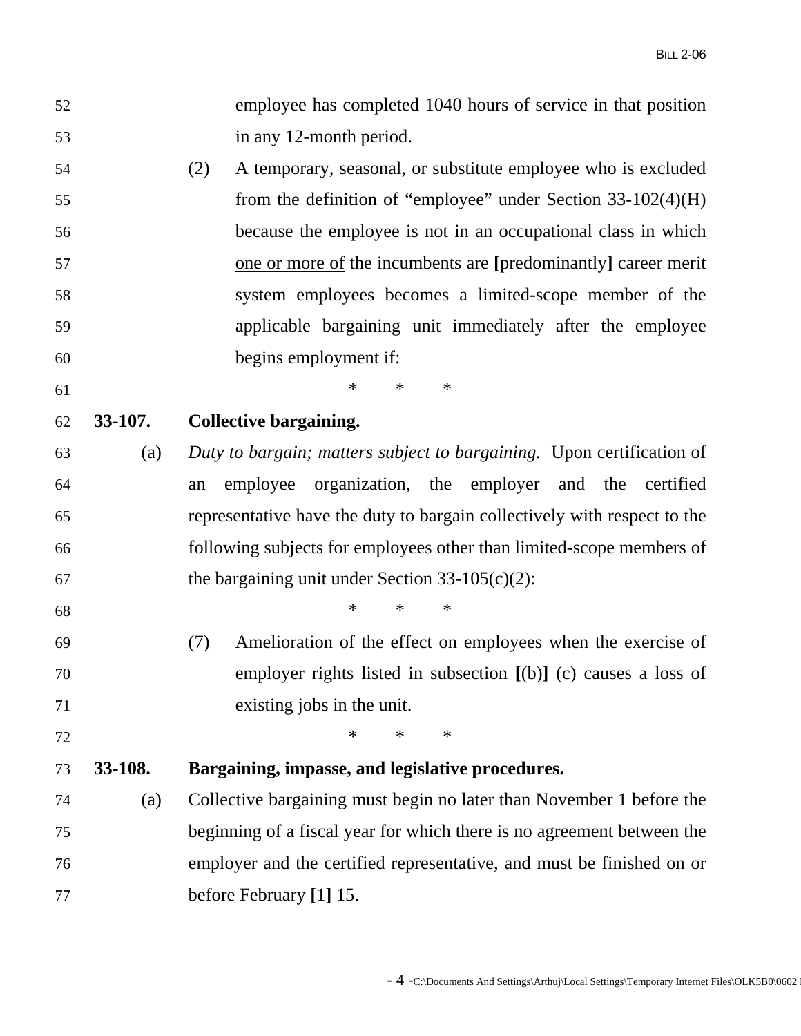employee has completed 1040 hours of service in that position in any 12-month period.

(2) A temporary, seasonal, or substitute employee who is excluded from the definition of "employee" under Section 33-102(4)(H) because the employee is not in an occupational class in which <u>one or more of</u> the incumbents are **[**predominantly**]** career merit system employees becomes a limited-scope member of the applicable bargaining unit immediately after the employee begins employment if:

\* \* \*

**33-107. Collective bargaining.**

(a) *Duty to bargain; matters subject to bargaining.* Upon certification of an employee organization, the employer and the certified representative have the duty to bargain collectively with respect to the following subjects for employees other than limited-scope members of the bargaining unit under Section 33-105(c)(2):

\* \* \*

(7) Amelioration of the effect on employees when the exercise of employer rights listed in subsection **[**(b)**]** <u>(c)</u> causes a loss of existing jobs in the unit.

\* \* \*

**33-108. Bargaining, impasse, and legislative procedures.**

(a) Collective bargaining must begin no later than November 1 before the beginning of a fiscal year for which there is no agreement between the employer and the certified representative, and must be finished on or before February **[**1**]** <u>15</u>.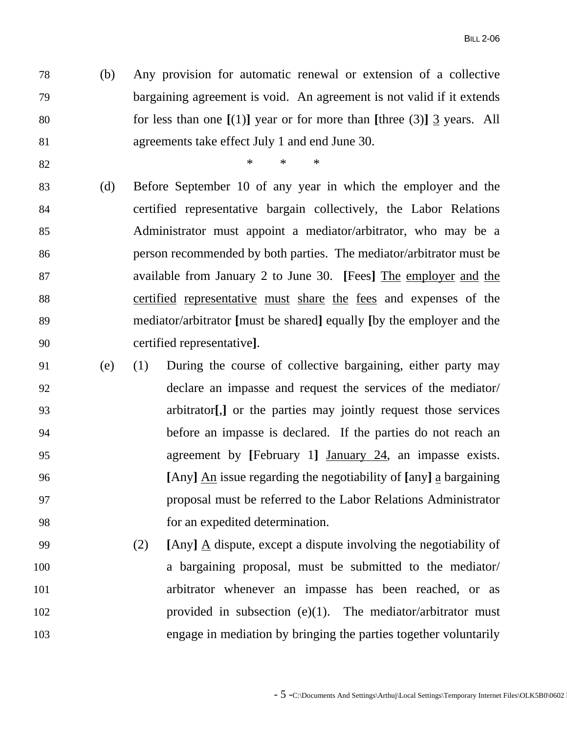(b) Any provision for automatic renewal or extension of a collective bargaining agreement is void. An agreement is not valid if it extends for less than one **[**(1)**]** year or for more than **[**three (3)**]** <u>3</u> years. All agreements take effect July 1 and end June 30.

\* \* \*

(d) Before September 10 of any year in which the employer and the certified representative bargain collectively, the Labor Relations Administrator must appoint a mediator/arbitrator, who may be a person recommended by both parties. The mediator/arbitrator must be available from January 2 to June 30. **[**Fees**]** <u>The employer and the certified representative must share the fees</u> and expenses of the mediator/arbitrator **[**must be shared**]** equally **[**by the employer and the certified representative**]**.

(e) (1) During the course of collective bargaining, either party may declare an impasse and request the services of the mediator/arbitrator**[**,**]** or the parties may jointly request those services before an impasse is declared. If the parties do not reach an agreement by **[**February 1**]** <u>January 24</u>, an impasse exists. **[**Any**]** <u>An</u> issue regarding the negotiability of **[**any**]** <u>a</u> bargaining proposal must be referred to the Labor Relations Administrator for an expedited determination.

(2) **[**Any**]** <u>A</u> dispute, except a dispute involving the negotiability of a bargaining proposal, must be submitted to the mediator/arbitrator whenever an impasse has been reached, or as provided in subsection (e)(1). The mediator/arbitrator must engage in mediation by bringing the parties together voluntarily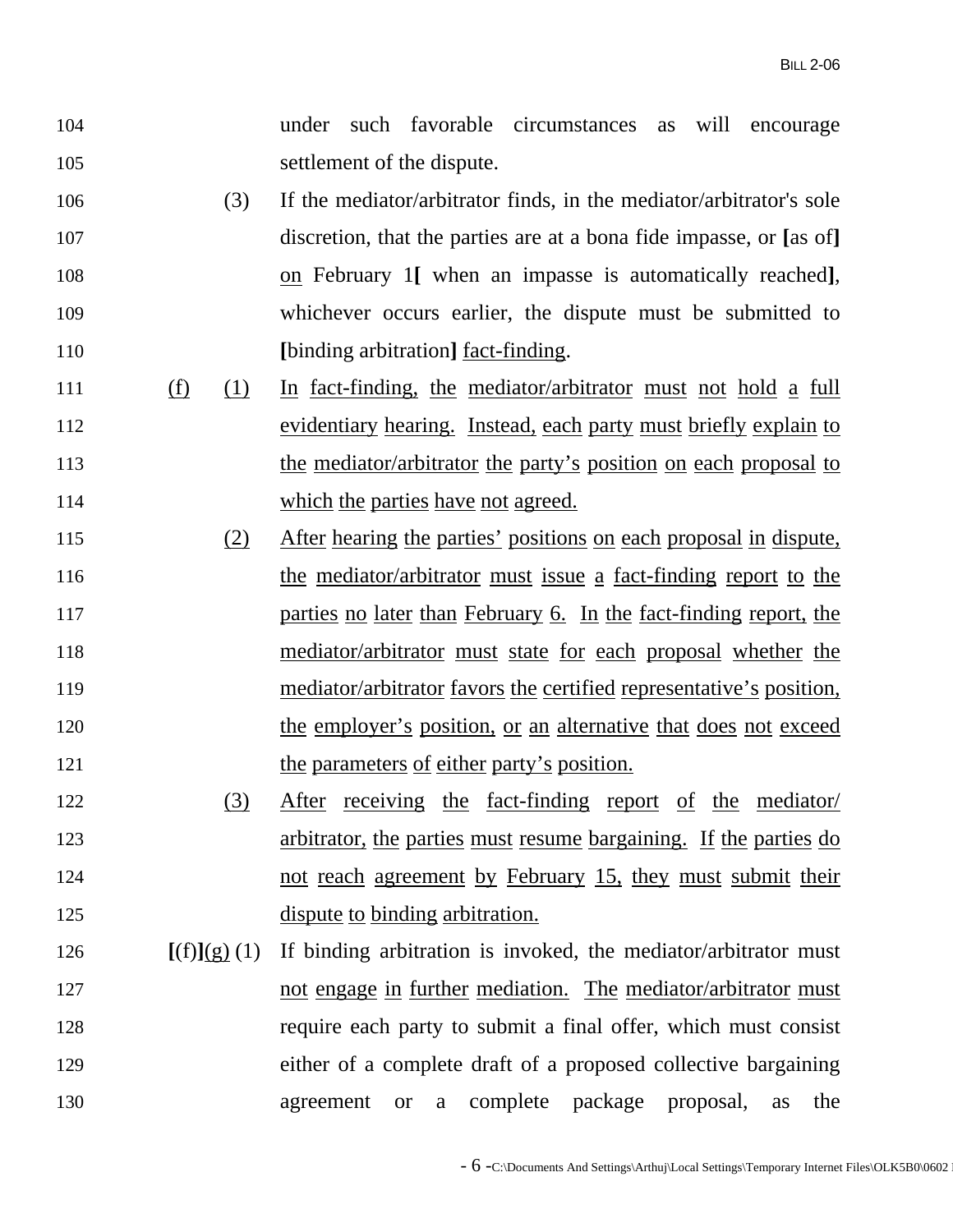104 under such favorable circumstances as will encourage
105 settlement of the dispute.

106 (3) If the mediator/arbitrator finds, in the mediator/arbitrator's sole
107 discretion, that the parties are at a bona fide impasse, or **[**as of**]**
108 <u>on</u> February 1**[** when an impasse is automatically reached**]**,
109 whichever occurs earlier, the dispute must be submitted to
110 **[**binding arbitration**]** <u>fact-finding</u>.

111 <u>(f)</u> <u>(1)</u> <u>In fact-finding, the mediator/arbitrator must not hold a full</u>
112 <u>evidentiary hearing. Instead, each party must briefly explain to</u>
113 <u>the mediator/arbitrator the party's position on each proposal to</u>
114 <u>which the parties have not agreed.</u>

115 <u>(2)</u> <u>After hearing the parties' positions on each proposal in dispute,</u>
116 <u>the mediator/arbitrator must issue a fact-finding report to the</u>
117 <u>parties no later than February 6. In the fact-finding report, the</u>
118 <u>mediator/arbitrator must state for each proposal whether the</u>
119 <u>mediator/arbitrator favors the certified representative's position,</u>
120 <u>the employer's position, or an alternative that does not exceed</u>
121 <u>the parameters of either party's position.</u>

122 <u>(3)</u> <u>After receiving the fact-finding report of the mediator/</u>
123 <u>arbitrator, the parties must resume bargaining. If the parties do</u>
124 <u>not reach agreement by February 15, they must submit their</u>
125 <u>dispute to binding arbitration.</u>

126 **[**(f)**]**<u>(g)</u> (1) If binding arbitration is invoked, the mediator/arbitrator must
127 <u>not engage in further mediation. The mediator/arbitrator must</u>
128 require each party to submit a final offer, which must consist
129 either of a complete draft of a proposed collective bargaining
130 agreement or a complete package proposal, as the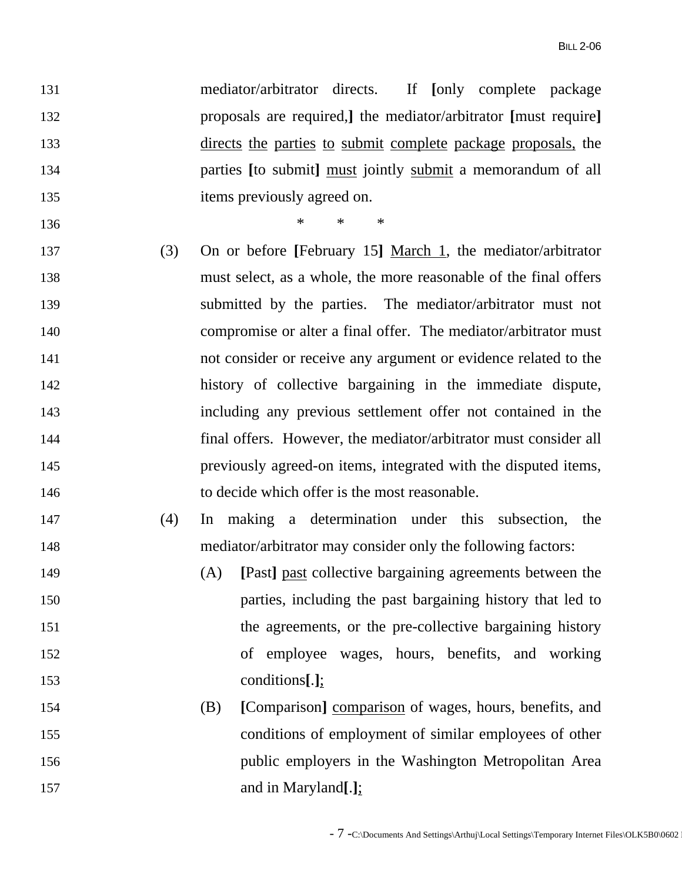131 mediator/arbitrator directs. If **[**only complete package
132 proposals are required,**]** the mediator/arbitrator **[**must require**]**
133 <u>directs</u> <u>the</u> <u>parties</u> <u>to</u> <u>submit</u> <u>complete</u> <u>package</u> <u>proposals,</u> the
134 parties **[**to submit**]** <u>must</u> jointly <u>submit</u> a memorandum of all
135 items previously agreed on.

136 * * *

137 (3) On or before **[**February 15**]** <u>March 1</u>, the mediator/arbitrator
138 must select, as a whole, the more reasonable of the final offers
139 submitted by the parties. The mediator/arbitrator must not
140 compromise or alter a final offer. The mediator/arbitrator must
141 not consider or receive any argument or evidence related to the
142 history of collective bargaining in the immediate dispute,
143 including any previous settlement offer not contained in the
144 final offers. However, the mediator/arbitrator must consider all
145 previously agreed-on items, integrated with the disputed items,
146 to decide which offer is the most reasonable.

147 (4) In making a determination under this subsection, the
148 mediator/arbitrator may consider only the following factors:

149 (A) **[**Past**]** <u>past</u> collective bargaining agreements between the
150 parties, including the past bargaining history that led to
151 the agreements, or the pre-collective bargaining history
152 of employee wages, hours, benefits, and working
153 conditions**[**.**]**<u>;</u>

154 (B) **[**Comparison**]** <u>comparison</u> of wages, hours, benefits, and
155 conditions of employment of similar employees of other
156 public employers in the Washington Metropolitan Area
157 and in Maryland**[**.**]**<u>;</u>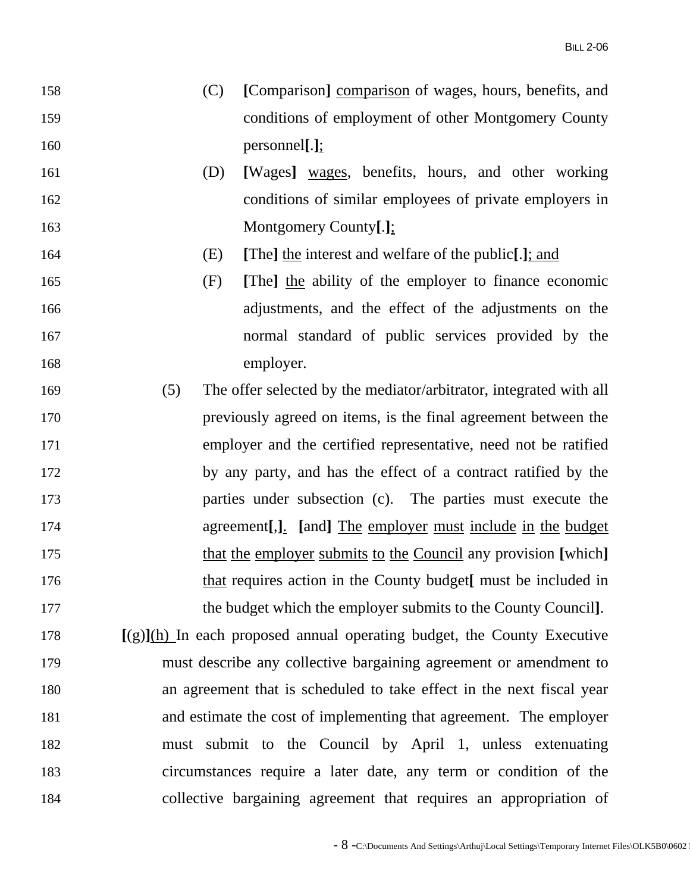158 (C) **[**Comparison**]** comparison of wages, hours, benefits, and
159 conditions of employment of other Montgomery County
160 personnel**[**.**]**;

161 (D) **[**Wages**]** wages, benefits, hours, and other working
162 conditions of similar employees of private employers in
163 Montgomery County**[**.**]**;

164 (E) **[**The**]** the interest and welfare of the public**[**.**]**; and

165 (F) **[**The**]** the ability of the employer to finance economic
166 adjustments, and the effect of the adjustments on the
167 normal standard of public services provided by the
168 employer.

169 (5) The offer selected by the mediator/arbitrator, integrated with all
170 previously agreed on items, is the final agreement between the
171 employer and the certified representative, need not be ratified
172 by any party, and has the effect of a contract ratified by the
173 parties under subsection (c). The parties must execute the
174 agreement**[**,**]**. **[**and**]** The employer must include in the budget
175 that the employer submits to the Council any provision **[**which**]**
176 that requires action in the County budget**[** must be included in
177 the budget which the employer submits to the County Council**]**.

178 **[**(g)**]**(h) In each proposed annual operating budget, the County Executive
179 must describe any collective bargaining agreement or amendment to
180 an agreement that is scheduled to take effect in the next fiscal year
181 and estimate the cost of implementing that agreement. The employer
182 must submit to the Council by April 1, unless extenuating
183 circumstances require a later date, any term or condition of the
184 collective bargaining agreement that requires an appropriation of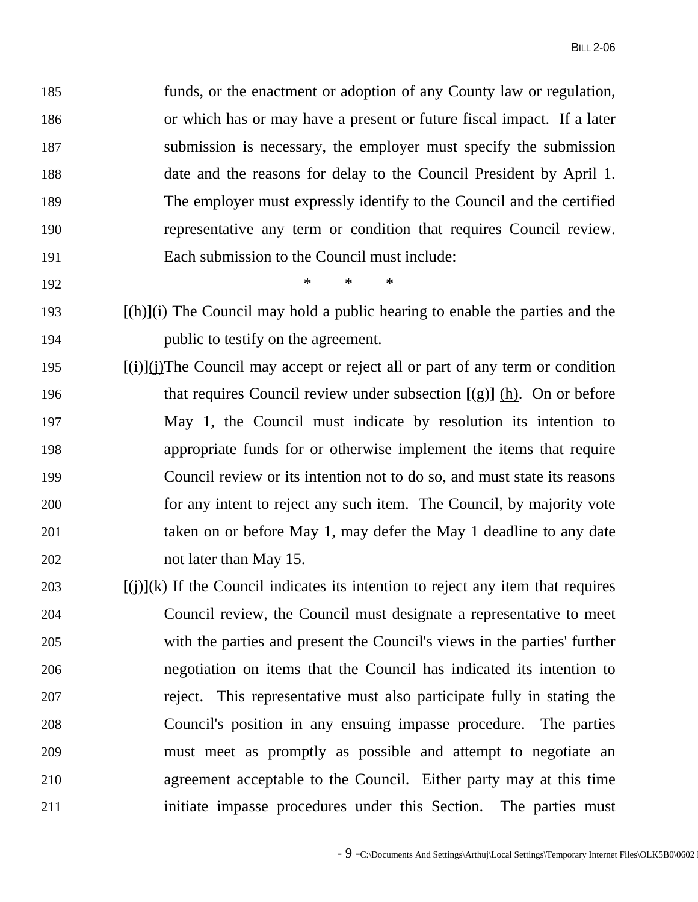funds, or the enactment or adoption of any County law or regulation, or which has or may have a present or future fiscal impact. If a later submission is necessary, the employer must specify the submission date and the reasons for delay to the Council President by April 1. The employer must expressly identify to the Council and the certified representative any term or condition that requires Council review. Each submission to the Council must include:

\* \* \*

**[**(h)**]**(i) The Council may hold a public hearing to enable the parties and the public to testify on the agreement.

**[**(i)**]**(j) The Council may accept or reject all or part of any term or condition that requires Council review under subsection **[**(g)**]** (h). On or before May 1, the Council must indicate by resolution its intention to appropriate funds for or otherwise implement the items that require Council review or its intention not to do so, and must state its reasons for any intent to reject any such item. The Council, by majority vote taken on or before May 1, may defer the May 1 deadline to any date not later than May 15.

**[**(j)**]**(k) If the Council indicates its intention to reject any item that requires Council review, the Council must designate a representative to meet with the parties and present the Council's views in the parties' further negotiation on items that the Council has indicated its intention to reject. This representative must also participate fully in stating the Council's position in any ensuing impasse procedure. The parties must meet as promptly as possible and attempt to negotiate an agreement acceptable to the Council. Either party may at this time initiate impasse procedures under this Section. The parties must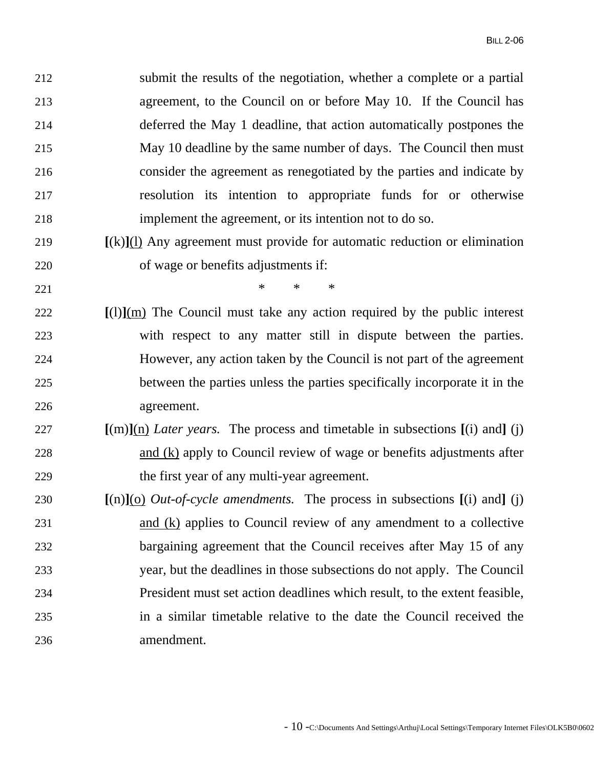submit the results of the negotiation, whether a complete or a partial agreement, to the Council on or before May 10. If the Council has deferred the May 1 deadline, that action automatically postpones the May 10 deadline by the same number of days. The Council then must consider the agreement as renegotiated by the parties and indicate by resolution its intention to appropriate funds for or otherwise implement the agreement, or its intention not to do so.

**[**(k)**]**<u>(l)</u> Any agreement must provide for automatic reduction or elimination of wage or benefits adjustments if:

\* \* \*

**[**(l)**]**<u>(m)</u> The Council must take any action required by the public interest with respect to any matter still in dispute between the parties. However, any action taken by the Council is not part of the agreement between the parties unless the parties specifically incorporate it in the agreement.

**[**(m)**]**<u>(n)</u> *Later years.* The process and timetable in subsections **[**(i) and**]** (j) <u>and (k)</u> apply to Council review of wage or benefits adjustments after the first year of any multi-year agreement.

**[**(n)**]**<u>(o)</u> *Out-of-cycle amendments.* The process in subsections **[**(i) and**]** (j) <u>and (k)</u> applies to Council review of any amendment to a collective bargaining agreement that the Council receives after May 15 of any year, but the deadlines in those subsections do not apply. The Council President must set action deadlines which result, to the extent feasible, in a similar timetable relative to the date the Council received the amendment.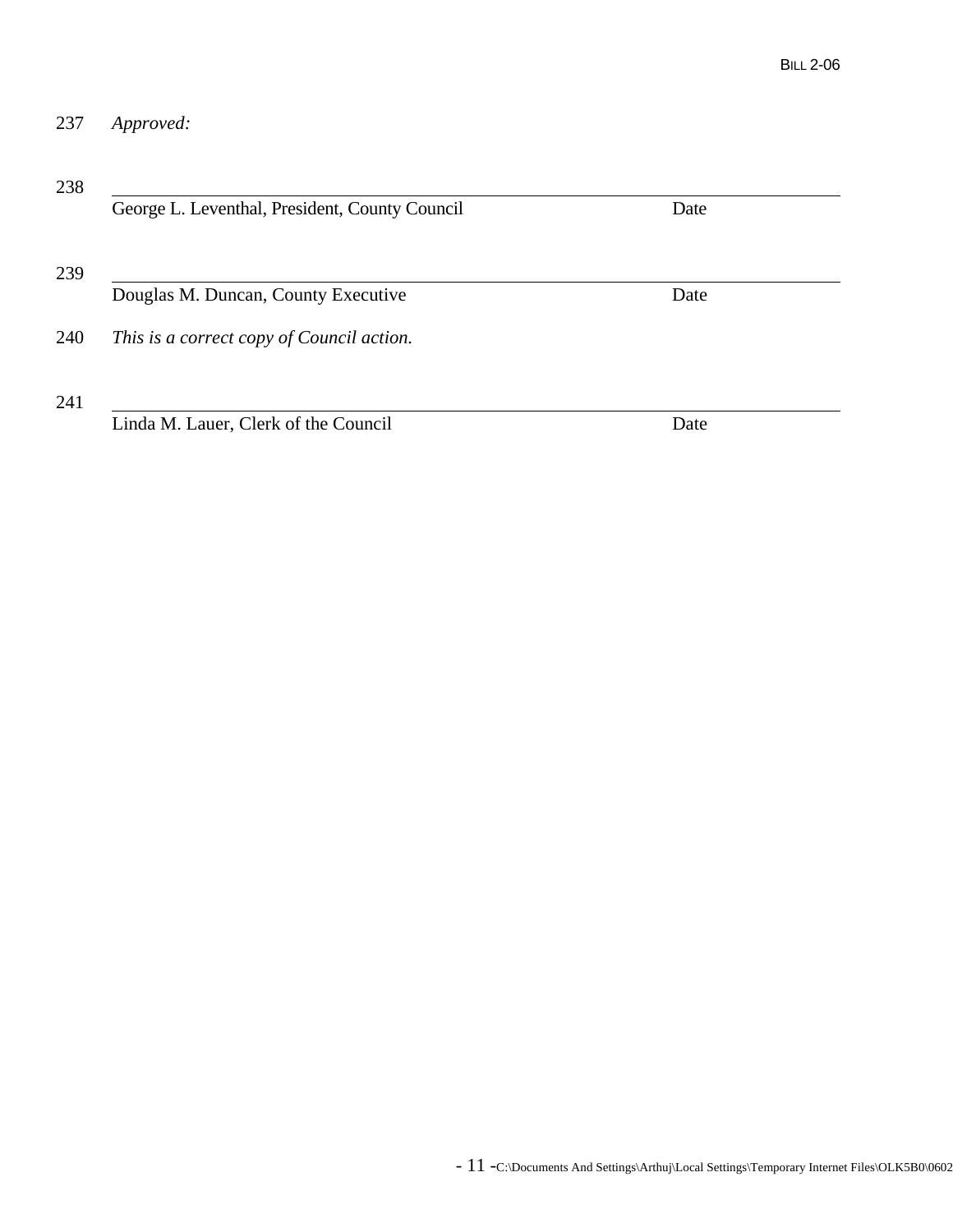237 *Approved:*

238 \_\_\_\_\_\_\_\_\_\_\_\_\_\_\_\_\_\_\_\_\_\_\_\_\_\_\_\_\_\_\_\_\_\_\_\_\_\_\_\_\_\_\_\_\_\_\_\_\_\_\_\_\_\_\_\_\_\_\_\_\_\_\_\_\_\_

George L. Leventhal, President, County Council Date

239 \_\_\_\_\_\_\_\_\_\_\_\_\_\_\_\_\_\_\_\_\_\_\_\_\_\_\_\_\_\_\_\_\_\_\_\_\_\_\_\_\_\_\_\_\_\_\_\_\_\_\_\_\_\_\_\_\_\_\_\_\_\_\_\_\_\_

Douglas M. Duncan, County Executive Date

240 *This is a correct copy of Council action.*

241 \_\_\_\_\_\_\_\_\_\_\_\_\_\_\_\_\_\_\_\_\_\_\_\_\_\_\_\_\_\_\_\_\_\_\_\_\_\_\_\_\_\_\_\_\_\_\_\_\_\_\_\_\_\_\_\_\_\_\_\_\_\_\_\_\_\_

Linda M. Lauer, Clerk of the Council Date